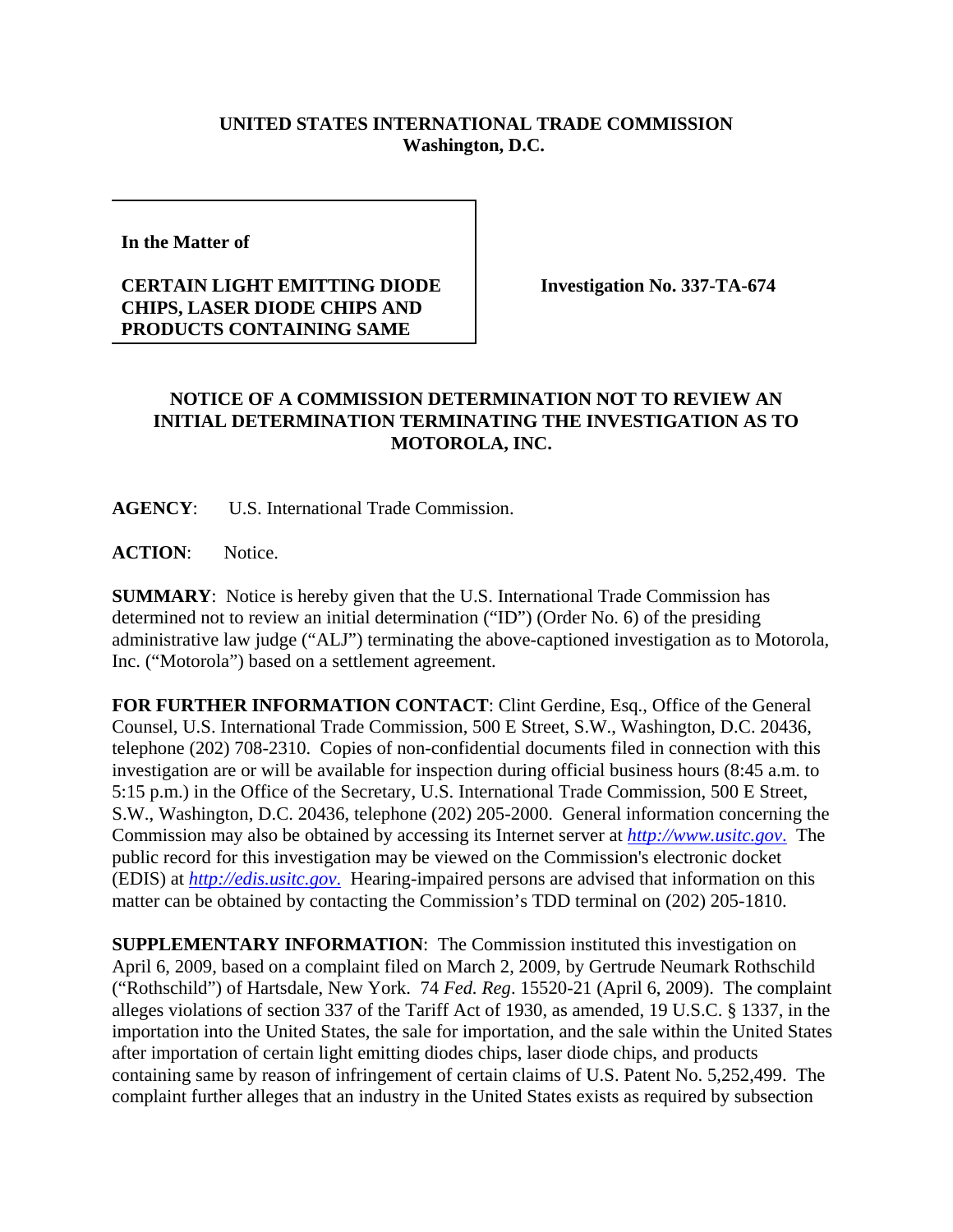**UNITED STATES INTERNATIONAL TRADE COMMISSION**
**Washington, D.C.**

**In the Matter of**

**CERTAIN LIGHT EMITTING DIODE CHIPS, LASER DIODE CHIPS AND PRODUCTS CONTAINING SAME**

**Investigation No. 337-TA-674**

## NOTICE OF A COMMISSION DETERMINATION NOT TO REVIEW AN INITIAL DETERMINATION TERMINATING THE INVESTIGATION AS TO MOTOROLA, INC.

**AGENCY**: U.S. International Trade Commission.

**ACTION**: Notice.

**SUMMARY**: Notice is hereby given that the U.S. International Trade Commission has determined not to review an initial determination ("ID") (Order No. 6) of the presiding administrative law judge ("ALJ") terminating the above-captioned investigation as to Motorola, Inc. ("Motorola") based on a settlement agreement.

**FOR FURTHER INFORMATION CONTACT**: Clint Gerdine, Esq., Office of the General Counsel, U.S. International Trade Commission, 500 E Street, S.W., Washington, D.C. 20436, telephone (202) 708-2310. Copies of non-confidential documents filed in connection with this investigation are or will be available for inspection during official business hours (8:45 a.m. to 5:15 p.m.) in the Office of the Secretary, U.S. International Trade Commission, 500 E Street, S.W., Washington, D.C. 20436, telephone (202) 205-2000. General information concerning the Commission may also be obtained by accessing its Internet server at *http://www.usitc.gov.* The public record for this investigation may be viewed on the Commission's electronic docket (EDIS) at *http://edis.usitc.gov.* Hearing-impaired persons are advised that information on this matter can be obtained by contacting the Commission's TDD terminal on (202) 205-1810.

**SUPPLEMENTARY INFORMATION**: The Commission instituted this investigation on April 6, 2009, based on a complaint filed on March 2, 2009, by Gertrude Neumark Rothschild ("Rothschild") of Hartsdale, New York. 74 *Fed. Reg*. 15520-21 (April 6, 2009). The complaint alleges violations of section 337 of the Tariff Act of 1930, as amended, 19 U.S.C. § 1337, in the importation into the United States, the sale for importation, and the sale within the United States after importation of certain light emitting diodes chips, laser diode chips, and products containing same by reason of infringement of certain claims of U.S. Patent No. 5,252,499. The complaint further alleges that an industry in the United States exists as required by subsection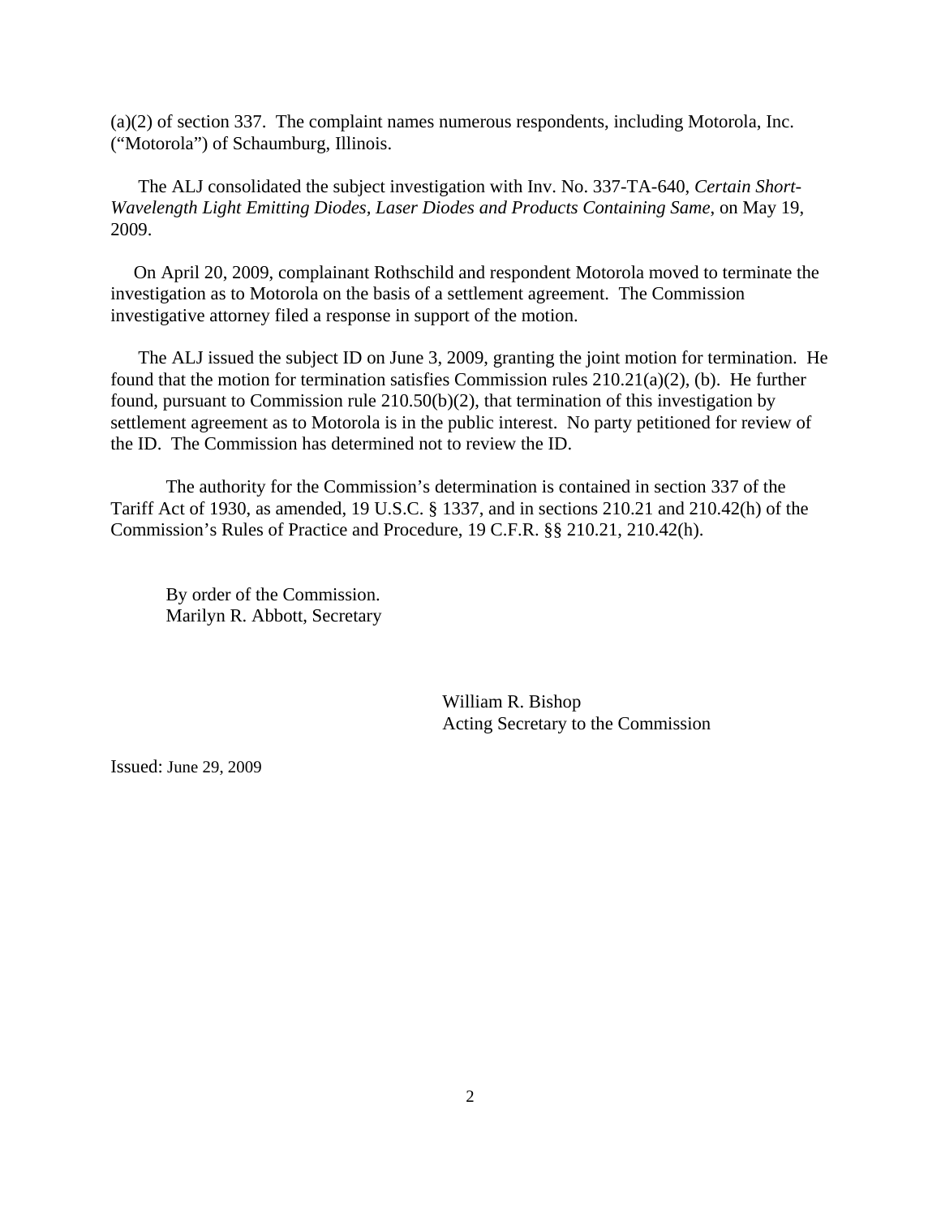(a)(2) of section 337. The complaint names numerous respondents, including Motorola, Inc. ("Motorola") of Schaumburg, Illinois.

The ALJ consolidated the subject investigation with Inv. No. 337-TA-640, *Certain Short-Wavelength Light Emitting Diodes, Laser Diodes and Products Containing Same*, on May 19, 2009.

On April 20, 2009, complainant Rothschild and respondent Motorola moved to terminate the investigation as to Motorola on the basis of a settlement agreement. The Commission investigative attorney filed a response in support of the motion.

The ALJ issued the subject ID on June 3, 2009, granting the joint motion for termination. He found that the motion for termination satisfies Commission rules 210.21(a)(2), (b). He further found, pursuant to Commission rule 210.50(b)(2), that termination of this investigation by settlement agreement as to Motorola is in the public interest. No party petitioned for review of the ID. The Commission has determined not to review the ID.

The authority for the Commission's determination is contained in section 337 of the Tariff Act of 1930, as amended, 19 U.S.C. § 1337, and in sections 210.21 and 210.42(h) of the Commission's Rules of Practice and Procedure, 19 C.F.R. §§ 210.21, 210.42(h).

By order of the Commission.
Marilyn R. Abbott, Secretary

William R. Bishop
Acting Secretary to the Commission

Issued: June 29, 2009